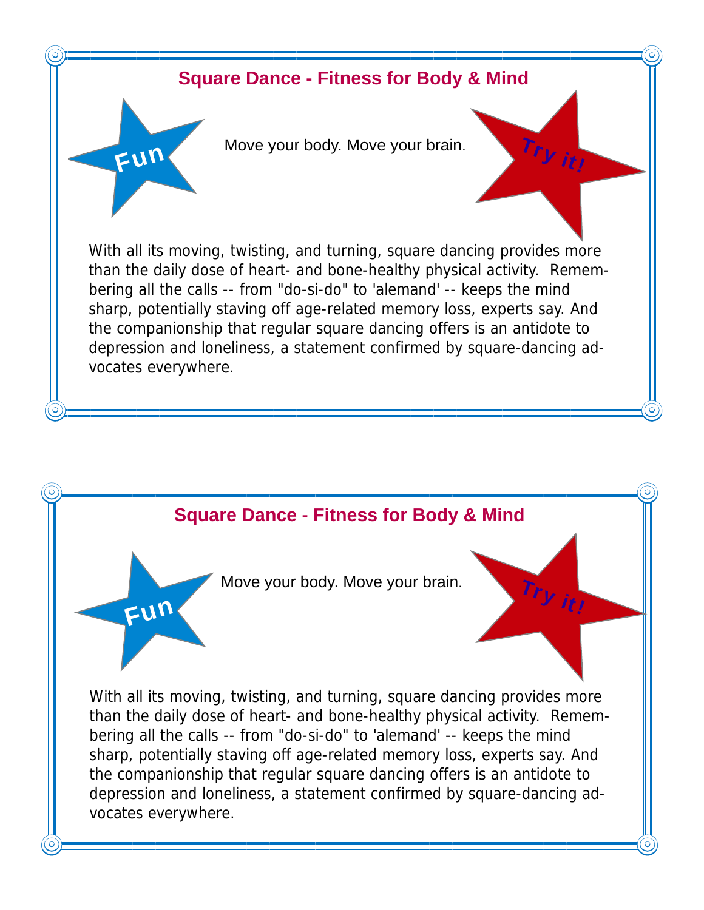## Square Dance - Fitness for Body & Mind

Fun

Move your body. Move your brain.

Try it!

With all its moving, twisting, and turning, square dancing provides more than the daily dose of heart- and bone-healthy physical activity. Remembering all the calls -- from "do-si-do" to 'alemand' -- keeps the mind sharp, potentially staving off age-related memory loss, experts say. And the companionship that regular square dancing offers is an antidote to depression and loneliness, a statement confirmed by square-dancing advocates everywhere.

## Square Dance - Fitness for Body & Mind

Fun

Move your body. Move your brain.

Try it!

With all its moving, twisting, and turning, square dancing provides more than the daily dose of heart- and bone-healthy physical activity. Remembering all the calls -- from "do-si-do" to 'alemand' -- keeps the mind sharp, potentially staving off age-related memory loss, experts say. And the companionship that regular square dancing offers is an antidote to depression and loneliness, a statement confirmed by square-dancing advocates everywhere.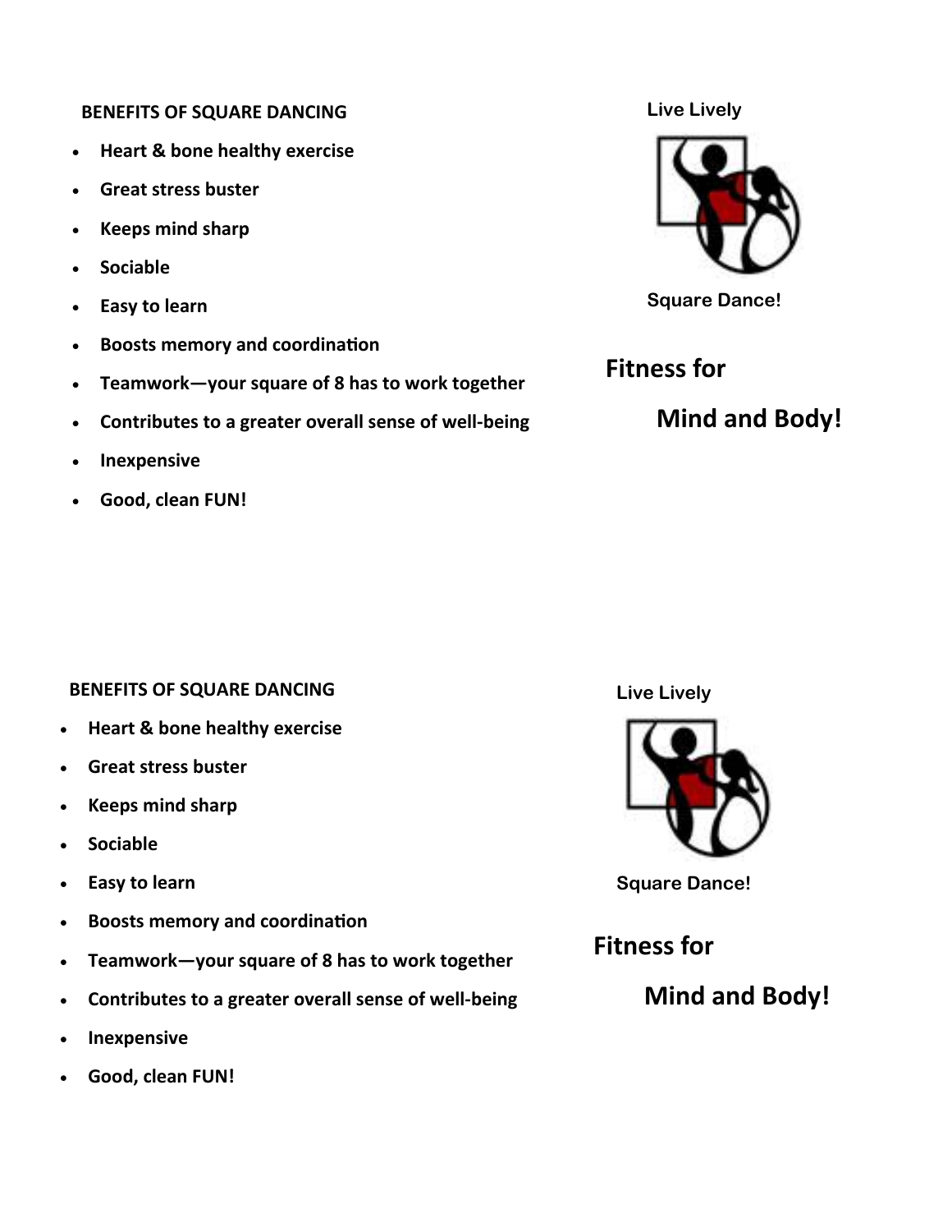## BENEFITS OF SQUARE DANCING

- Heart & bone healthy exercise
- Great stress buster
- Keeps mind sharp
- Sociable
- Easy to learn
- Boosts memory and coordination
- Teamwork—your square of 8 has to work together
- Contributes to a greater overall sense of well-being
- Inexpensive
- Good, clean FUN!

Live Lively

Square Dance!

**Fitness for**

**Mind and Body!**

## BENEFITS OF SQUARE DANCING

- Heart & bone healthy exercise
- Great stress buster
- Keeps mind sharp
- Sociable
- Easy to learn
- Boosts memory and coordination
- Teamwork—your square of 8 has to work together
- Contributes to a greater overall sense of well-being
- Inexpensive
- Good, clean FUN!

Live Lively

Square Dance!

**Fitness for**

**Mind and Body!**